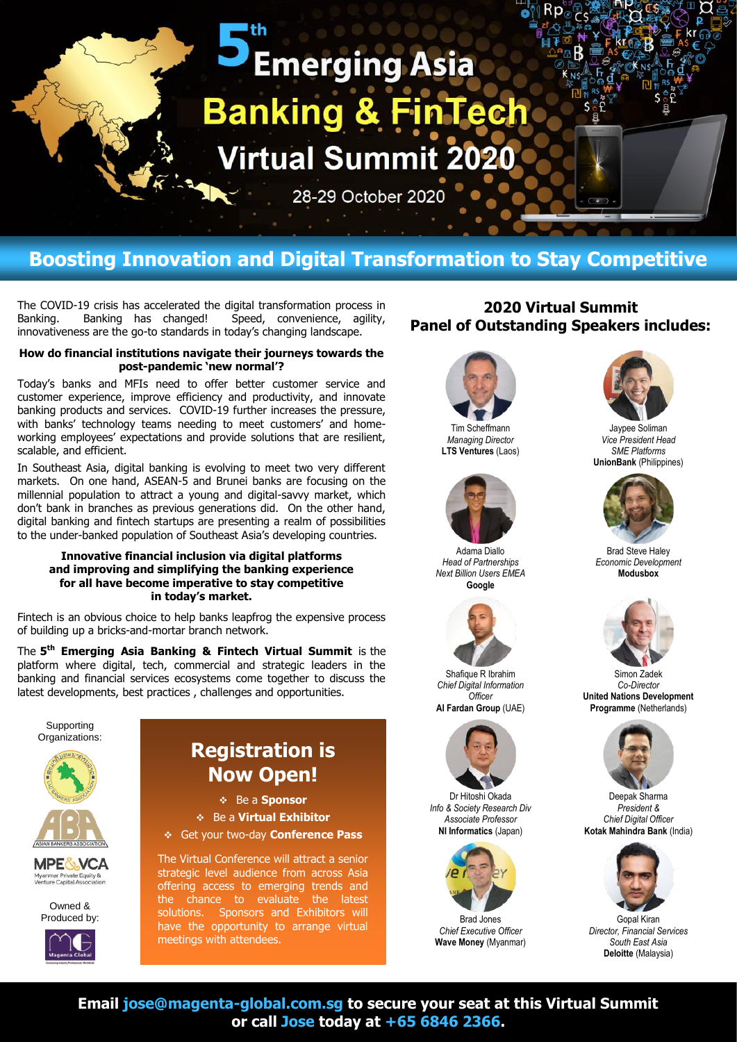# 5th Emerging Asia Banking & FinTech Virtual Summit 2020

28-29 October 2020

## Boosting Innovation and Digital Transformation to Stay Competitive

The COVID-19 crisis has accelerated the digital transformation process in Banking. Banking has changed! Speed, convenience, agility, innovativeness are the go-to standards in today's changing landscape.

**How do financial institutions navigate their journeys towards the post-pandemic 'new normal'?**

Today's banks and MFIs need to offer better customer service and customer experience, improve efficiency and productivity, and innovate banking products and services. COVID-19 further increases the pressure, with banks' technology teams needing to meet customers' and home-working employees' expectations and provide solutions that are resilient, scalable, and efficient.

In Southeast Asia, digital banking is evolving to meet two very different markets. On one hand, ASEAN-5 and Brunei banks are focusing on the millennial population to attract a young and digital-savvy market, which don't bank in branches as previous generations did. On the other hand, digital banking and fintech startups are presenting a realm of possibilities to the under-banked population of Southeast Asia's developing countries.

**Innovative financial inclusion via digital platforms and improving and simplifying the banking experience for all have become imperative to stay competitive in today's market.**

Fintech is an obvious choice to help banks leapfrog the expensive process of building up a bricks-and-mortar branch network.

The **5th Emerging Asia Banking & Fintech Virtual Summit** is the platform where digital, tech, commercial and strategic leaders in the banking and financial services ecosystems come together to discuss the latest developments, best practices , challenges and opportunities.

Supporting Organizations:

Owned & Produced by:

## Registration is Now Open!

- Be a **Sponsor**
- Be a **Virtual Exhibitor**
- Get your two-day **Conference Pass**

The Virtual Conference will attract a senior strategic level audience from across Asia offering access to emerging trends and the chance to evaluate the latest solutions. Sponsors and Exhibitors will have the opportunity to arrange virtual meetings with attendees.

## 2020 Virtual Summit Panel of Outstanding Speakers includes:

Tim Scheffmann
*Managing Director*
**LTS Ventures** (Laos)

Jaypee Soliman
*Vice President Head SME Platforms*
**UnionBank** (Philippines)

Adama Diallo
*Head of Partnerships Next Billion Users EMEA*
**Google**

Brad Steve Haley
*Economic Development*
**Modusbox**

Shafique R Ibrahim
*Chief Digital Information Officer*
**Al Fardan Group** (UAE)

Simon Zadek
*Co-Director*
**United Nations Development Programme** (Netherlands)

Dr Hitoshi Okada
*Info & Society Research Div Associate Professor*
**NI Informatics** (Japan)

Deepak Sharma
*President & Chief Digital Officer*
**Kotak Mahindra Bank** (India)

Brad Jones
*Chief Executive Officer*
**Wave Money** (Myanmar)

Gopal Kiran
*Director, Financial Services South East Asia*
**Deloitte** (Malaysia)

**Email jose@magenta-global.com.sg to secure your seat at this Virtual Summit or call Jose today at +65 6846 2366.**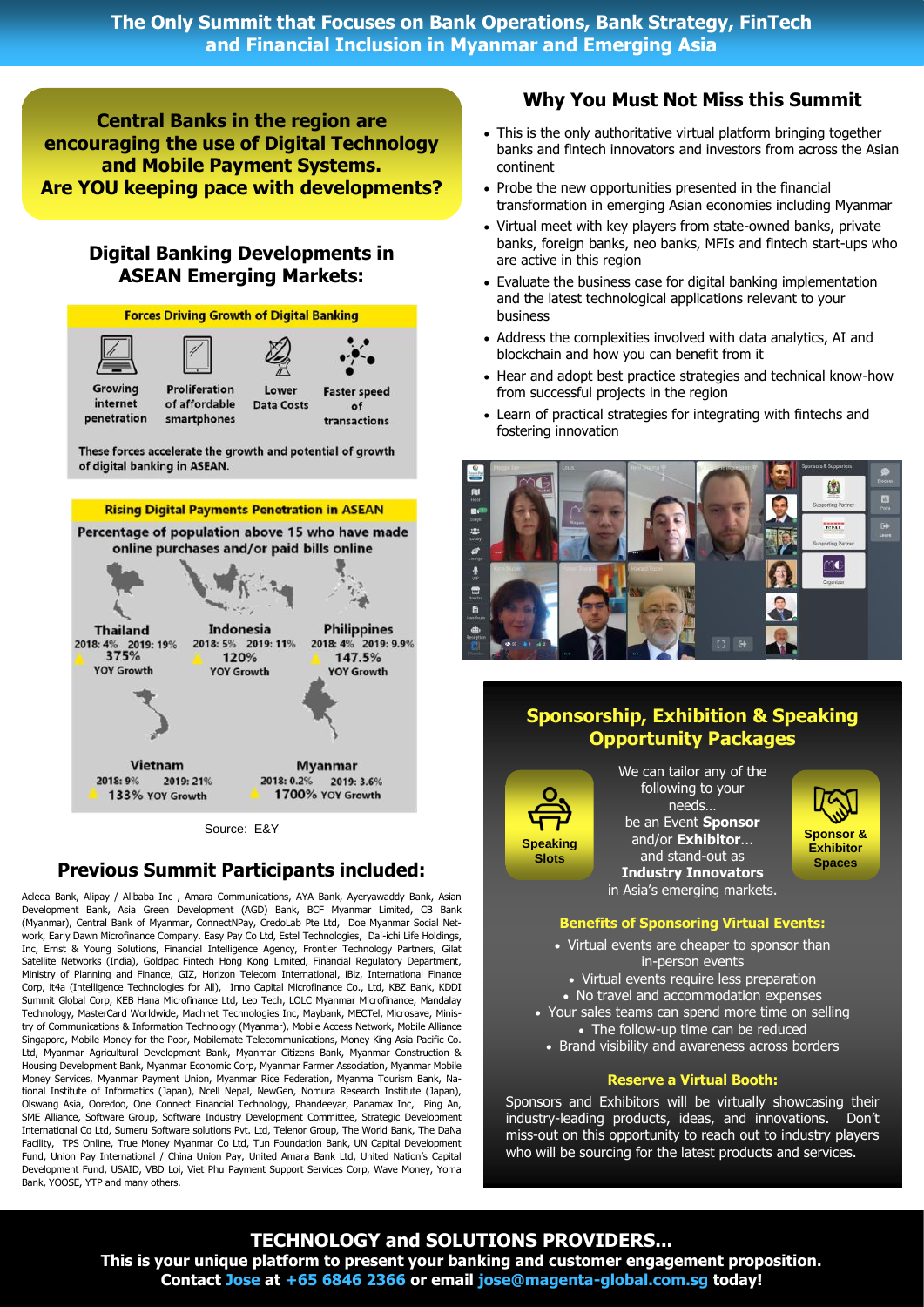# The Only Summit that Focuses on Bank Operations, Bank Strategy, FinTech and Financial Inclusion in Myanmar and Emerging Asia

**Central Banks in the region are encouraging the use of Digital Technology and Mobile Payment Systems. Are YOU keeping pace with developments?**

## Digital Banking Developments in ASEAN Emerging Markets:

**Forces Driving Growth of Digital Banking**

- Growing internet penetration
- Proliferation of affordable smartphones
- Lower Data Costs
- Faster speed of transactions

These forces accelerate the growth and potential of growth of digital banking in ASEAN.

**Rising Digital Payments Penetration in ASEAN**

Percentage of population above 15 who have made online purchases and/or paid bills online

| Country | 2018 | 2019 | YOY Growth |
|---|---|---|---|
| Thailand | 4% | 19% | 375% |
| Indonesia | 5% | 11% | 120% |
| Philippines | 4% | 9.9% | 147.5% |
| Vietnam | 9% | 21% | 133% |
| Myanmar | 0.2% | 3.6% | 1700% |

Source: E&Y

## Previous Summit Participants included:

Acleda Bank, Alipay / Alibaba Inc , Amara Communications, AYA Bank, Ayeryawaddy Bank, Asian Development Bank, Asia Green Development (AGD) Bank, BCF Myanmar Limited, CB Bank (Myanmar), Central Bank of Myanmar, ConnectNPay, CredoLab Pte Ltd, Doe Myanmar Social Network, Early Dawn Microfinance Company. Easy Pay Co Ltd, Estel Technologies, Dai-ichi Life Holdings, Inc, Ernst & Young Solutions, Financial Intelligence Agency, Frontier Technology Partners, Gilat Satellite Networks (India), Goldpac Fintech Hong Kong Limited, Financial Regulatory Department, Ministry of Planning and Finance, GIZ, Horizon Telecom International, iBiz, International Finance Corp, it4a (Intelligence Technologies for All), Inno Capital Microfinance Co., Ltd, KBZ Bank, KDDI Summit Global Corp, KEB Hana Microfinance Ltd, Leo Tech, LOLC Myanmar Microfinance, Mandalay Technology, MasterCard Worldwide, Machnet Technologies Inc, Maybank, MECTel, Microsave, Ministry of Communications & Information Technology (Myanmar), Mobile Access Network, Mobile Alliance Singapore, Mobile Money for the Poor, Mobilemate Telecommunications, Money King Asia Pacific Co. Ltd, Myanmar Agricultural Development Bank, Myanmar Citizens Bank, Myanmar Construction & Housing Development Bank, Myanmar Economic Corp, Myanmar Farmer Association, Myanmar Mobile Money Services, Myanmar Payment Union, Myanmar Rice Federation, Myanma Tourism Bank, National Institute of Informatics (Japan), Ncell Nepal, NewGen, Nomura Research Institute (Japan), Olswang Asia, Ooredoo, One Connect Financial Technology, Phandeeyar, Panamax Inc, Ping An, SME Alliance, Software Group, Software Industry Development Committee, Strategic Development International Co Ltd, Sumeru Software solutions Pvt. Ltd, Telenor Group, The World Bank, The DaNa Facility, TPS Online, True Money Myanmar Co Ltd, Tun Foundation Bank, UN Capital Development Fund, Union Pay International / China Union Pay, United Amara Bank Ltd, United Nation's Capital Development Fund, USAID, VBD Loi, Viet Phu Payment Support Services Corp, Wave Money, Yoma Bank, YOOSE, YTP and many others.

## Why You Must Not Miss this Summit

- This is the only authoritative virtual platform bringing together banks and fintech innovators and investors from across the Asian continent
- Probe the new opportunities presented in the financial transformation in emerging Asian economies including Myanmar
- Virtual meet with key players from state-owned banks, private banks, foreign banks, neo banks, MFIs and fintech start-ups who are active in this region
- Evaluate the business case for digital banking implementation and the latest technological applications relevant to your business
- Address the complexities involved with data analytics, AI and blockchain and how you can benefit from it
- Hear and adopt best practice strategies and technical know-how from successful projects in the region
- Learn of practical strategies for integrating with fintechs and fostering innovation

## Sponsorship, Exhibition & Speaking Opportunity Packages

**Speaking Slots**

We can tailor any of the following to your needs… be an Event **Sponsor** and/or **Exhibitor**… and stand-out as **Industry Innovators** in Asia's emerging markets.

**Sponsor & Exhibitor Spaces**

### Benefits of Sponsoring Virtual Events:

- Virtual events are cheaper to sponsor than in-person events
- Virtual events require less preparation
- No travel and accommodation expenses
- Your sales teams can spend more time on selling
- The follow-up time can be reduced
- Brand visibility and awareness across borders

### Reserve a Virtual Booth:

Sponsors and Exhibitors will be virtually showcasing their industry-leading products, ideas, and innovations. Don't miss-out on this opportunity to reach out to industry players who will be sourcing for the latest products and services.

## TECHNOLOGY and SOLUTIONS PROVIDERS...

**This is your unique platform to present your banking and customer engagement proposition. Contact Jose at +65 6846 2366 or email jose@magenta-global.com.sg today!**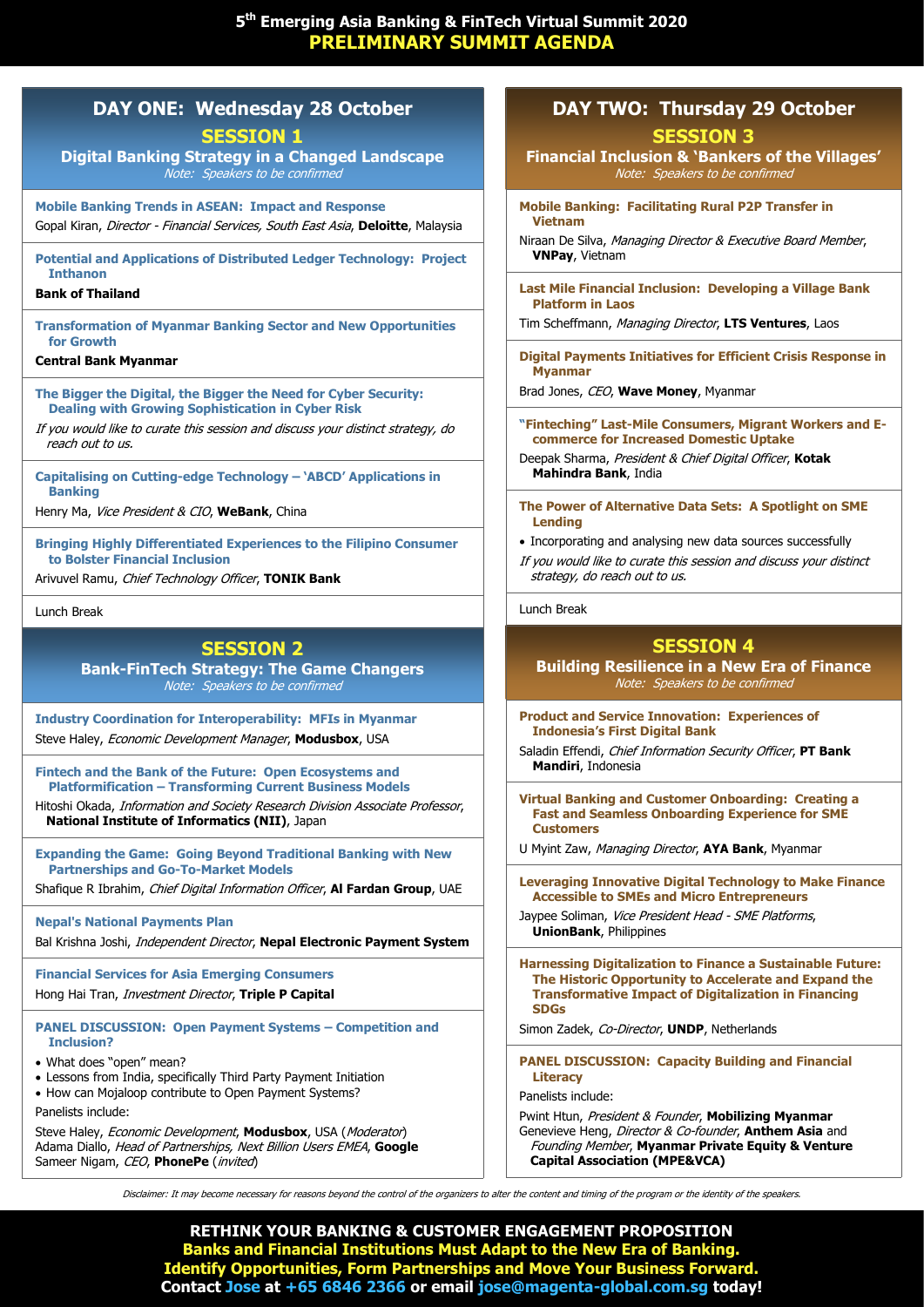# 5th Emerging Asia Banking & FinTech Virtual Summit 2020
## PRELIMINARY SUMMIT AGENDA

## DAY ONE: Wednesday 28 October

### SESSION 1
**Digital Banking Strategy in a Changed Landscape**
*Note: Speakers to be confirmed*

**Mobile Banking Trends in ASEAN: Impact and Response**
Gopal Kiran, *Director - Financial Services, South East Asia*, **Deloitte**, Malaysia

**Potential and Applications of Distributed Ledger Technology: Project Inthanon**
**Bank of Thailand**

**Transformation of Myanmar Banking Sector and New Opportunities for Growth**
**Central Bank Myanmar**

**The Bigger the Digital, the Bigger the Need for Cyber Security: Dealing with Growing Sophistication in Cyber Risk**
*If you would like to curate this session and discuss your distinct strategy, do reach out to us.*

**Capitalising on Cutting-edge Technology – 'ABCD' Applications in Banking**
Henry Ma, *Vice President & CIO*, **WeBank**, China

**Bringing Highly Differentiated Experiences to the Filipino Consumer to Bolster Financial Inclusion**
Arivuvel Ramu, *Chief Technology Officer*, **TONIK Bank**

Lunch Break

### SESSION 2
**Bank-FinTech Strategy: The Game Changers**
*Note: Speakers to be confirmed*

**Industry Coordination for Interoperability: MFIs in Myanmar**
Steve Haley, *Economic Development Manager*, **Modusbox**, USA

**Fintech and the Bank of the Future: Open Ecosystems and Platformification – Transforming Current Business Models**
Hitoshi Okada, *Information and Society Research Division Associate Professor*, **National Institute of Informatics (NII)**, Japan

**Expanding the Game: Going Beyond Traditional Banking with New Partnerships and Go-To-Market Models**
Shafique R Ibrahim, *Chief Digital Information Officer*, **Al Fardan Group**, UAE

**Nepal's National Payments Plan**
Bal Krishna Joshi, *Independent Director*, **Nepal Electronic Payment System**

**Financial Services for Asia Emerging Consumers**
Hong Hai Tran, *Investment Director*, **Triple P Capital**

**PANEL DISCUSSION: Open Payment Systems – Competition and Inclusion?**
- What does "open" mean?
- Lessons from India, specifically Third Party Payment Initiation
- How can Mojaloop contribute to Open Payment Systems?

Panelists include:

Steve Haley, *Economic Development*, **Modusbox**, USA (*Moderator*)
Adama Diallo, *Head of Partnerships, Next Billion Users EMEA*, **Google**
Sameer Nigam, *CEO*, **PhonePe** (*invited*)

## DAY TWO: Thursday 29 October

### SESSION 3
**Financial Inclusion & 'Bankers of the Villages'**
*Note: Speakers to be confirmed*

**Mobile Banking: Facilitating Rural P2P Transfer in Vietnam**
Niraan De Silva, *Managing Director & Executive Board Member*, **VNPay**, Vietnam

**Last Mile Financial Inclusion: Developing a Village Bank Platform in Laos**
Tim Scheffmann, *Managing Director*, **LTS Ventures**, Laos

**Digital Payments Initiatives for Efficient Crisis Response in Myanmar**
Brad Jones, *CEO*, **Wave Money**, Myanmar

**"Finteching" Last-Mile Consumers, Migrant Workers and E-commerce for Increased Domestic Uptake**
Deepak Sharma, *President & Chief Digital Officer*, **Kotak Mahindra Bank**, India

**The Power of Alternative Data Sets: A Spotlight on SME Lending**
- Incorporating and analysing new data sources successfully

*If you would like to curate this session and discuss your distinct strategy, do reach out to us.*

Lunch Break

### SESSION 4
**Building Resilience in a New Era of Finance**
*Note: Speakers to be confirmed*

**Product and Service Innovation: Experiences of Indonesia's First Digital Bank**
Saladin Effendi, *Chief Information Security Officer*, **PT Bank Mandiri**, Indonesia

**Virtual Banking and Customer Onboarding: Creating a Fast and Seamless Onboarding Experience for SME Customers**
U Myint Zaw, *Managing Director*, **AYA Bank**, Myanmar

**Leveraging Innovative Digital Technology to Make Finance Accessible to SMEs and Micro Entrepreneurs**
Jaypee Soliman, *Vice President Head - SME Platforms*, **UnionBank**, Philippines

**Harnessing Digitalization to Finance a Sustainable Future: The Historic Opportunity to Accelerate and Expand the Transformative Impact of Digitalization in Financing SDGs**
Simon Zadek, *Co-Director*, **UNDP**, Netherlands

**PANEL DISCUSSION: Capacity Building and Financial Literacy**

Panelists include:

Pwint Htun, *President & Founder*, **Mobilizing Myanmar**
Genevieve Heng, *Director & Co-founder*, **Anthem Asia** and *Founding Member*, **Myanmar Private Equity & Venture Capital Association (MPE&VCA)**

*Disclaimer: It may become necessary for reasons beyond the control of the organizers to alter the content and timing of the program or the identity of the speakers.*

**RETHINK YOUR BANKING & CUSTOMER ENGAGEMENT PROPOSITION**
**Banks and Financial Institutions Must Adapt to the New Era of Banking.**
**Identify Opportunities, Form Partnerships and Move Your Business Forward.**
**Contact Jose at +65 6846 2366 or email jose@magenta-global.com.sg today!**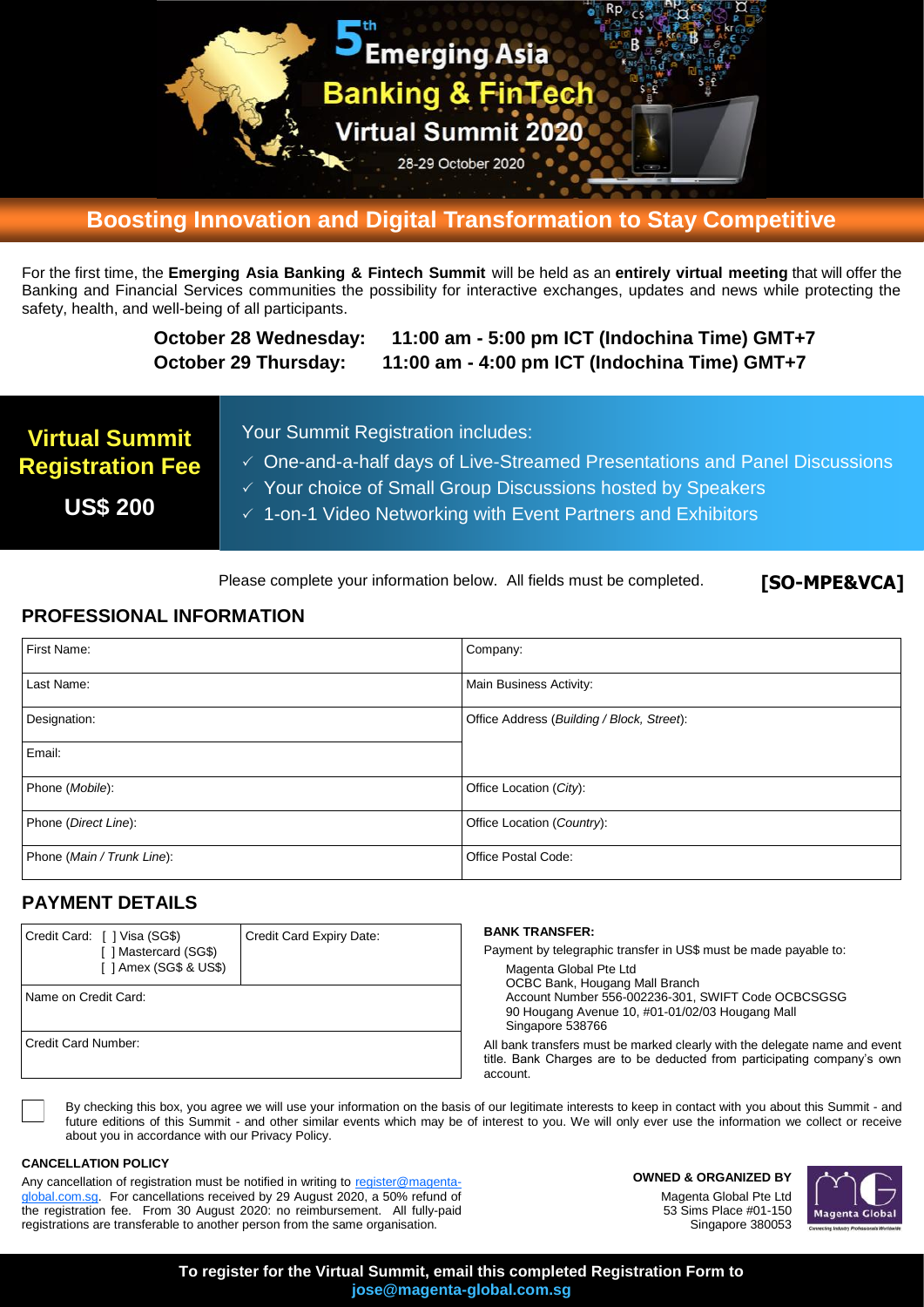# 5th Emerging Asia Banking & FinTech Virtual Summit 2020

28-29 October 2020

## Boosting Innovation and Digital Transformation to Stay Competitive

For the first time, the **Emerging Asia Banking & Fintech Summit** will be held as an **entirely virtual meeting** that will offer the Banking and Financial Services communities the possibility for interactive exchanges, updates and news while protecting the safety, health, and well-being of all participants.

**October 28 Wednesday: 11:00 am - 5:00 pm ICT (Indochina Time) GMT+7**
**October 29 Thursday: 11:00 am - 4:00 pm ICT (Indochina Time) GMT+7**

**Virtual Summit Registration Fee**

**US$ 200**

Your Summit Registration includes:

- ✓ One-and-a-half days of Live-Streamed Presentations and Panel Discussions
- ✓ Your choice of Small Group Discussions hosted by Speakers
- ✓ 1-on-1 Video Networking with Event Partners and Exhibitors

Please complete your information below. All fields must be completed. **[SO-MPE&VCA]**

## PROFESSIONAL INFORMATION

| | |
|---|---|
| First Name: | Company: |
| Last Name: | Main Business Activity: |
| Designation: | Office Address (*Building / Block, Street*): |
| Email: | |
| Phone (*Mobile*): | Office Location (*City*): |
| Phone (*Direct Line*): | Office Location (*Country*): |
| Phone (*Main / Trunk Line*): | Office Postal Code: |

## PAYMENT DETAILS

| | |
|---|---|
| Credit Card: [ ] Visa (SG$) [ ] Mastercard (SG$) [ ] Amex (SG$ & US$) | Credit Card Expiry Date: |
| Name on Credit Card: | |
| Credit Card Number: | |

**BANK TRANSFER:**

Payment by telegraphic transfer in US$ must be made payable to:

Magenta Global Pte Ltd
OCBC Bank, Hougang Mall Branch
Account Number 556-002236-301, SWIFT Code OCBCSGSG
90 Hougang Avenue 10, #01-01/02/03 Hougang Mall
Singapore 538766

All bank transfers must be marked clearly with the delegate name and event title. Bank Charges are to be deducted from participating company's own account.

[ ] By checking this box, you agree we will use your information on the basis of our legitimate interests to keep in contact with you about this Summit - and future editions of this Summit - and other similar events which may be of interest to you. We will only ever use the information we collect or receive about you in accordance with our Privacy Policy.

**CANCELLATION POLICY**

Any cancellation of registration must be notified in writing to register@magenta-global.com.sg. For cancellations received by 29 August 2020, a 50% refund of the registration fee. From 30 August 2020: no reimbursement. All fully-paid registrations are transferable to another person from the same organisation.

**OWNED & ORGANIZED BY**

Magenta Global Pte Ltd
53 Sims Place #01-150
Singapore 380053

**To register for the Virtual Summit, email this completed Registration Form to**
**jose@magenta-global.com.sg**